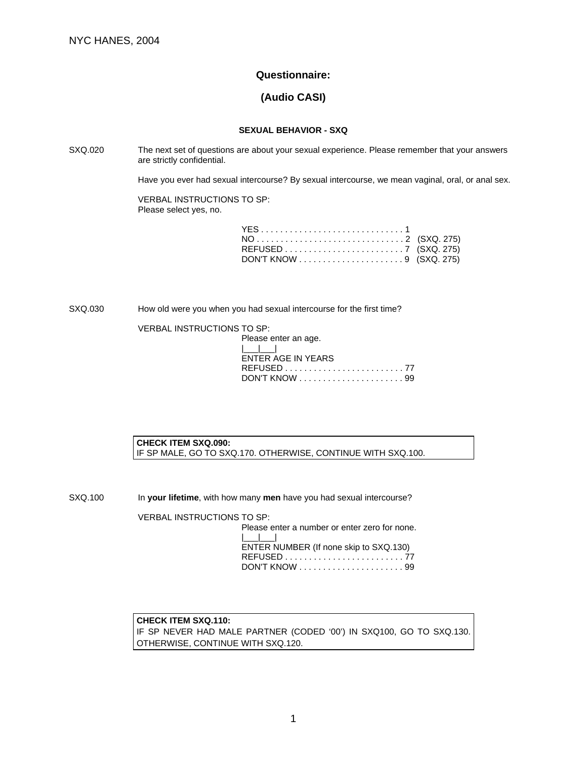## Questionnaire:

## (Audio CASI)

### SEXUAL BEHAVIOR - SXQ

SXQ.020 The next set of questions are about your sexual experience. Please remember that your answers are strictly confidential.

Have you ever had sexual intercourse? By sexual intercourse, we mean vaginal, oral, or anal sex.

VERBAL INSTRUCTIONS TO SP:
Please select yes, no.

YES . . . . . . . . . . . . . . . . . . . . . . . . . . . . . . 1
NO . . . . . . . . . . . . . . . . . . . . . . . . . . . . . . . 2 (SXQ. 275)
REFUSED . . . . . . . . . . . . . . . . . . . . . . . . . 7 (SXQ. 275)
DON'T KNOW . . . . . . . . . . . . . . . . . . . . . . 9 (SXQ. 275)

SXQ.030 How old were you when you had sexual intercourse for the first time?

VERBAL INSTRUCTIONS TO SP:
Please enter an age.
|___|___|
ENTER AGE IN YEARS
REFUSED . . . . . . . . . . . . . . . . . . . . . . . . . 77
DON'T KNOW . . . . . . . . . . . . . . . . . . . . . . 99

**CHECK ITEM SXQ.090:**
IF SP MALE, GO TO SXQ.170. OTHERWISE, CONTINUE WITH SXQ.100.

SXQ.100 In **your lifetime**, with how many **men** have you had sexual intercourse?

VERBAL INSTRUCTIONS TO SP:
Please enter a number or enter zero for none.
|___|___|
ENTER NUMBER (If none skip to SXQ.130)
REFUSED . . . . . . . . . . . . . . . . . . . . . . . . . 77
DON'T KNOW . . . . . . . . . . . . . . . . . . . . . . 99

**CHECK ITEM SXQ.110:**
IF SP NEVER HAD MALE PARTNER (CODED '00') IN SXQ100, GO TO SXQ.130. OTHERWISE, CONTINUE WITH SXQ.120.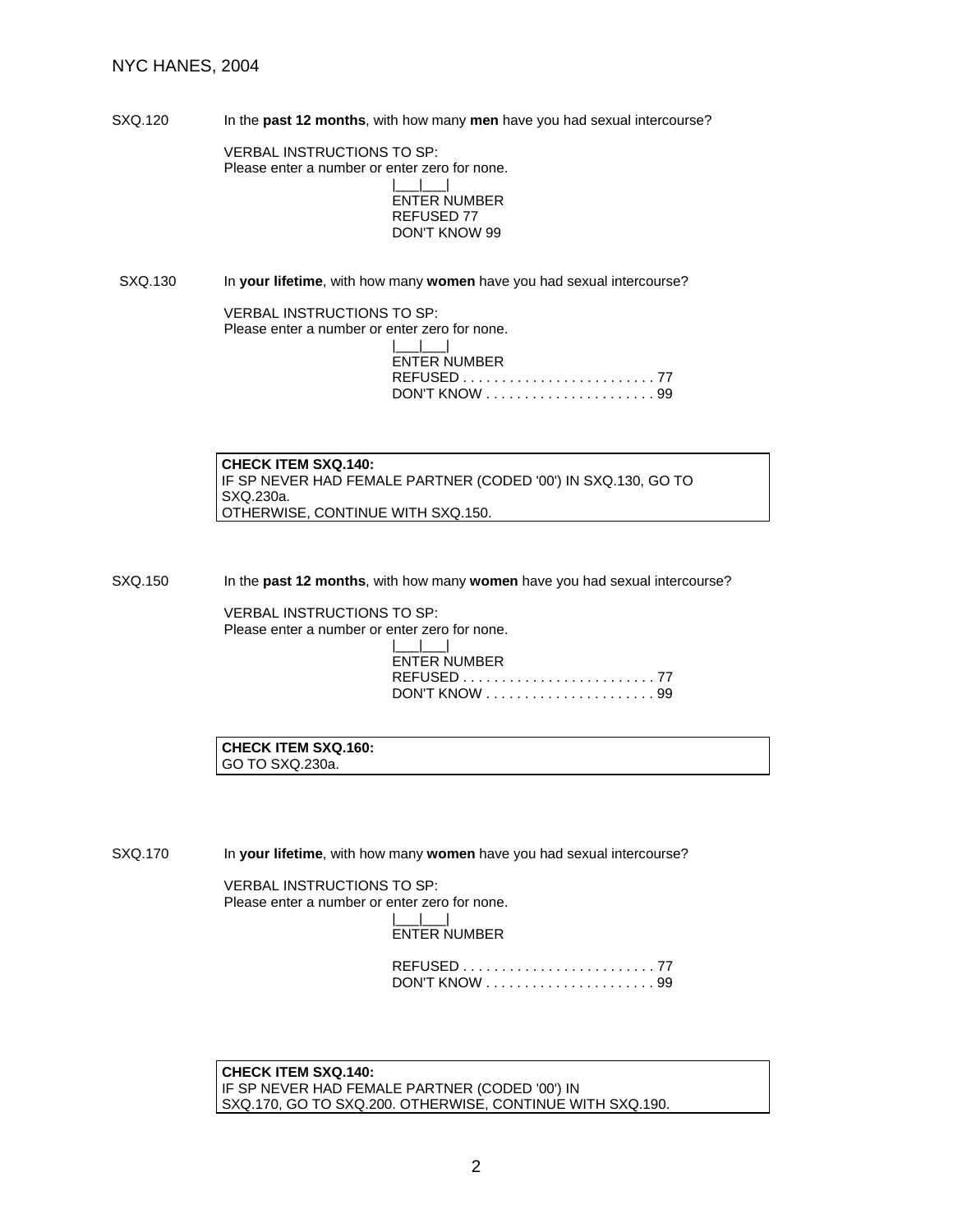SXQ.120 In the **past 12 months**, with how many **men** have you had sexual intercourse?

VERBAL INSTRUCTIONS TO SP:
Please enter a number or enter zero for none.

|___|___|
ENTER NUMBER
REFUSED 77
DON'T KNOW 99

SXQ.130 In **your lifetime**, with how many **women** have you had sexual intercourse?

VERBAL INSTRUCTIONS TO SP:
Please enter a number or enter zero for none.

|___|___|
ENTER NUMBER
REFUSED . . . . . . . . . . . . . . . . . . . . . . . . . 77
DON'T KNOW . . . . . . . . . . . . . . . . . . . . . . 99

**CHECK ITEM SXQ.140:**
IF SP NEVER HAD FEMALE PARTNER (CODED '00') IN SXQ.130, GO TO SXQ.230a.
OTHERWISE, CONTINUE WITH SXQ.150.

SXQ.150 In the **past 12 months**, with how many **women** have you had sexual intercourse?

VERBAL INSTRUCTIONS TO SP:
Please enter a number or enter zero for none.

|___|___|
ENTER NUMBER
REFUSED . . . . . . . . . . . . . . . . . . . . . . . . . 77
DON'T KNOW . . . . . . . . . . . . . . . . . . . . . . 99

**CHECK ITEM SXQ.160:**
GO TO SXQ.230a.

SXQ.170 In **your lifetime**, with how many **women** have you had sexual intercourse?

VERBAL INSTRUCTIONS TO SP:
Please enter a number or enter zero for none.

|___|___|
ENTER NUMBER

REFUSED . . . . . . . . . . . . . . . . . . . . . . . . . 77
DON'T KNOW . . . . . . . . . . . . . . . . . . . . . . 99

**CHECK ITEM SXQ.140:**
IF SP NEVER HAD FEMALE PARTNER (CODED '00') IN SXQ.170, GO TO SXQ.200. OTHERWISE, CONTINUE WITH SXQ.190.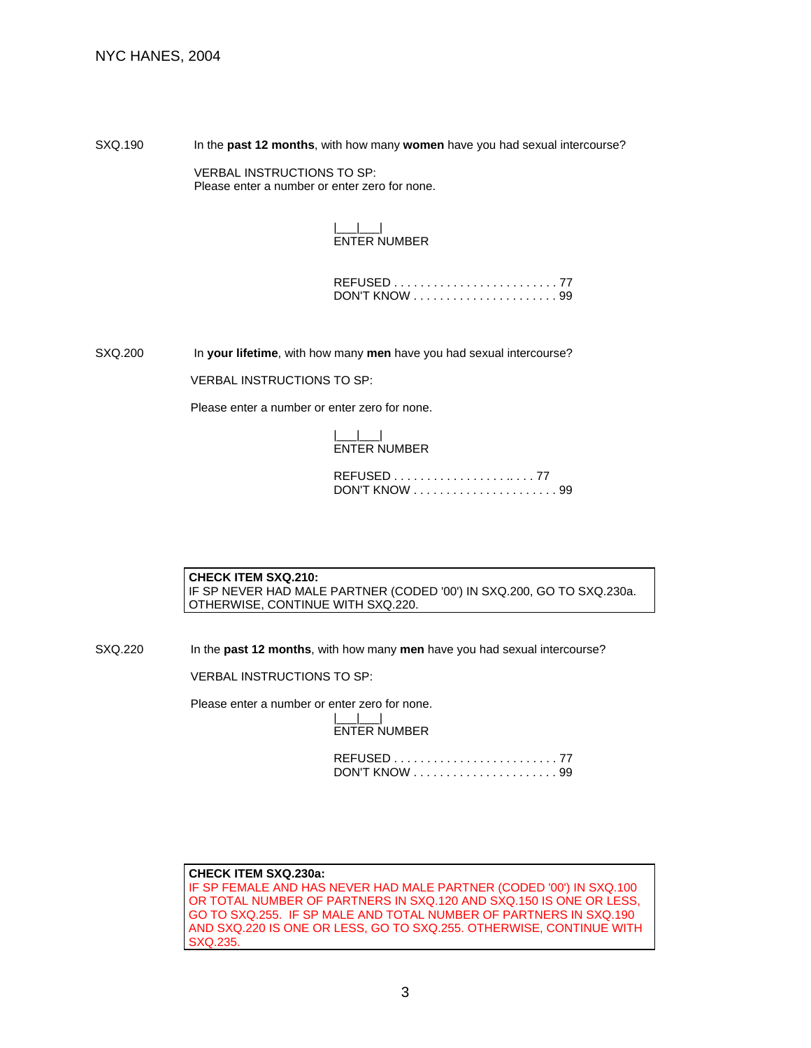SXQ.190 In the **past 12 months**, with how many **women** have you had sexual intercourse?

VERBAL INSTRUCTIONS TO SP:
Please enter a number or enter zero for none.

|___|___|
ENTER NUMBER

REFUSED . . . . . . . . . . . . . . . . . . . . . . . . . 77
DON'T KNOW . . . . . . . . . . . . . . . . . . . . . . 99

SXQ.200 In **your lifetime**, with how many **men** have you had sexual intercourse?

VERBAL INSTRUCTIONS TO SP:

Please enter a number or enter zero for none.

|___|___|
ENTER NUMBER

REFUSED . . . . . . . . . . . . . . . . . . . .. . . . 77
DON'T KNOW . . . . . . . . . . . . . . . . . . . . . . 99

**CHECK ITEM SXQ.210:**
IF SP NEVER HAD MALE PARTNER (CODED '00') IN SXQ.200, GO TO SXQ.230a. OTHERWISE, CONTINUE WITH SXQ.220.

SXQ.220 In the **past 12 months**, with how many **men** have you had sexual intercourse?

VERBAL INSTRUCTIONS TO SP:

Please enter a number or enter zero for none.

|___|___|
ENTER NUMBER

REFUSED . . . . . . . . . . . . . . . . . . . . . . . . . 77
DON'T KNOW . . . . . . . . . . . . . . . . . . . . . . 99

**CHECK ITEM SXQ.230a:**
IF SP FEMALE AND HAS NEVER HAD MALE PARTNER (CODED '00') IN SXQ.100 OR TOTAL NUMBER OF PARTNERS IN SXQ.120 AND SXQ.150 IS ONE OR LESS, GO TO SXQ.255. IF SP MALE AND TOTAL NUMBER OF PARTNERS IN SXQ.190 AND SXQ.220 IS ONE OR LESS, GO TO SXQ.255. OTHERWISE, CONTINUE WITH SXQ.235.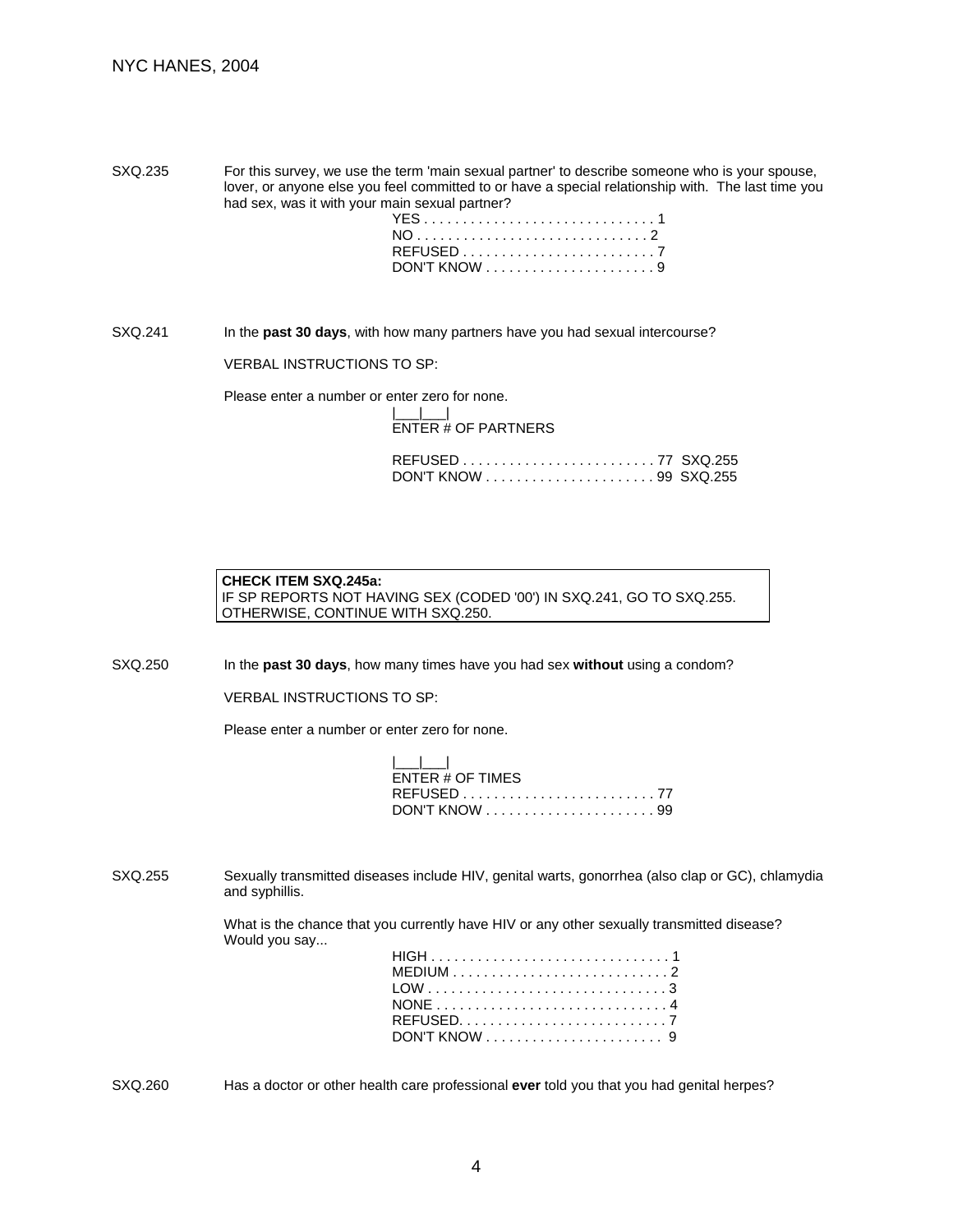SXQ.235 For this survey, we use the term 'main sexual partner' to describe someone who is your spouse, lover, or anyone else you feel committed to or have a special relationship with. The last time you had sex, was it with your main sexual partner?

YES . . . . . . . . . . . . . . . . . . . . . . . . . . . . . . 1
NO . . . . . . . . . . . . . . . . . . . . . . . . . . . . . . 2
REFUSED . . . . . . . . . . . . . . . . . . . . . . . . . 7
DON'T KNOW . . . . . . . . . . . . . . . . . . . . . . 9

SXQ.241 In the **past 30 days**, with how many partners have you had sexual intercourse?

VERBAL INSTRUCTIONS TO SP:

Please enter a number or enter zero for none.

|___|___|
ENTER # OF PARTNERS

REFUSED . . . . . . . . . . . . . . . . . . . . . . . . . 77 SXQ.255
DON'T KNOW . . . . . . . . . . . . . . . . . . . . . . 99 SXQ.255

**CHECK ITEM SXQ.245a:**
IF SP REPORTS NOT HAVING SEX (CODED '00') IN SXQ.241, GO TO SXQ.255.
OTHERWISE, CONTINUE WITH SXQ.250.

SXQ.250 In the **past 30 days**, how many times have you had sex **without** using a condom?

VERBAL INSTRUCTIONS TO SP:

Please enter a number or enter zero for none.

|___|___|
ENTER # OF TIMES
REFUSED . . . . . . . . . . . . . . . . . . . . . . . . . 77
DON'T KNOW . . . . . . . . . . . . . . . . . . . . . . 99

SXQ.255 Sexually transmitted diseases include HIV, genital warts, gonorrhea (also clap or GC), chlamydia and syphillis.

What is the chance that you currently have HIV or any other sexually transmitted disease? Would you say...

HIGH . . . . . . . . . . . . . . . . . . . . . . . . . . . . . . . 1
MEDIUM . . . . . . . . . . . . . . . . . . . . . . . . . . . . 2
LOW . . . . . . . . . . . . . . . . . . . . . . . . . . . . . . . 3
NONE . . . . . . . . . . . . . . . . . . . . . . . . . . . . . . 4
REFUSED. . . . . . . . . . . . . . . . . . . . . . . . . . . 7
DON'T KNOW . . . . . . . . . . . . . . . . . . . . . . . 9

SXQ.260 Has a doctor or other health care professional **ever** told you that you had genital herpes?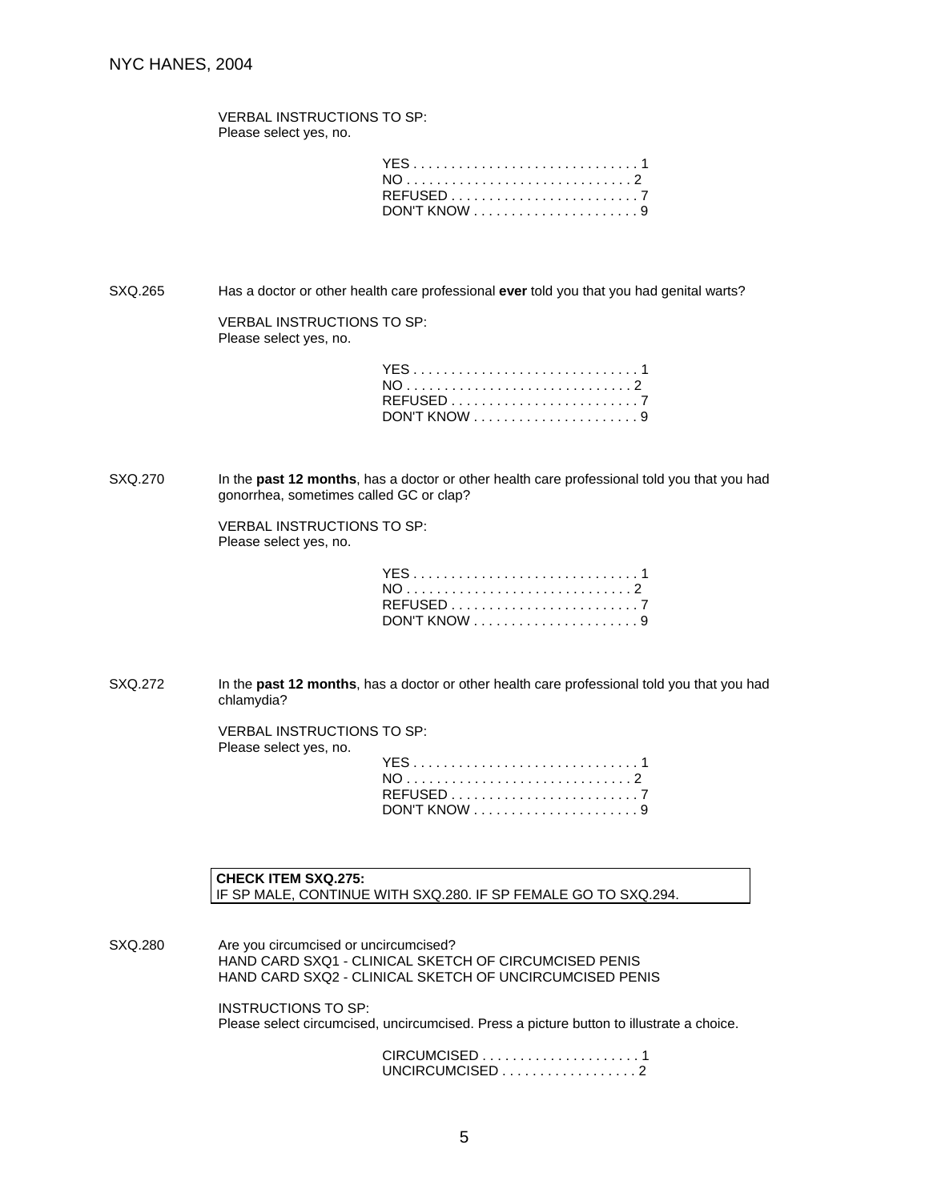VERBAL INSTRUCTIONS TO SP:
Please select yes, no.

YES . . . . . . . . . . . . . . . . . . . . . . . . . . . . . 1
NO . . . . . . . . . . . . . . . . . . . . . . . . . . . . . 2
REFUSED . . . . . . . . . . . . . . . . . . . . . . . . . 7
DON'T KNOW . . . . . . . . . . . . . . . . . . . . . . 9

SXQ.265 Has a doctor or other health care professional **ever** told you that you had genital warts?

VERBAL INSTRUCTIONS TO SP:
Please select yes, no.

YES . . . . . . . . . . . . . . . . . . . . . . . . . . . . . 1
NO . . . . . . . . . . . . . . . . . . . . . . . . . . . . . 2
REFUSED . . . . . . . . . . . . . . . . . . . . . . . . . 7
DON'T KNOW . . . . . . . . . . . . . . . . . . . . . . 9

SXQ.270 In the **past 12 months**, has a doctor or other health care professional told you that you had gonorrhea, sometimes called GC or clap?

VERBAL INSTRUCTIONS TO SP:
Please select yes, no.

YES . . . . . . . . . . . . . . . . . . . . . . . . . . . . . 1
NO . . . . . . . . . . . . . . . . . . . . . . . . . . . . . 2
REFUSED . . . . . . . . . . . . . . . . . . . . . . . . . 7
DON'T KNOW . . . . . . . . . . . . . . . . . . . . . . 9

SXQ.272 In the **past 12 months**, has a doctor or other health care professional told you that you had chlamydia?

VERBAL INSTRUCTIONS TO SP:
Please select yes, no.

YES . . . . . . . . . . . . . . . . . . . . . . . . . . . . . 1
NO . . . . . . . . . . . . . . . . . . . . . . . . . . . . . 2
REFUSED . . . . . . . . . . . . . . . . . . . . . . . . . 7
DON'T KNOW . . . . . . . . . . . . . . . . . . . . . . 9

| **CHECK ITEM SXQ.275:** |
|---|
| IF SP MALE, CONTINUE WITH SXQ.280. IF SP FEMALE GO TO SXQ.294. |

SXQ.280 Are you circumcised or uncircumcised?
HAND CARD SXQ1 - CLINICAL SKETCH OF CIRCUMCISED PENIS
HAND CARD SXQ2 - CLINICAL SKETCH OF UNCIRCUMCISED PENIS

INSTRUCTIONS TO SP:
Please select circumcised, uncircumcised. Press a picture button to illustrate a choice.

CIRCUMCISED . . . . . . . . . . . . . . . . . . . . . 1
UNCIRCUMCISED . . . . . . . . . . . . . . . . . . 2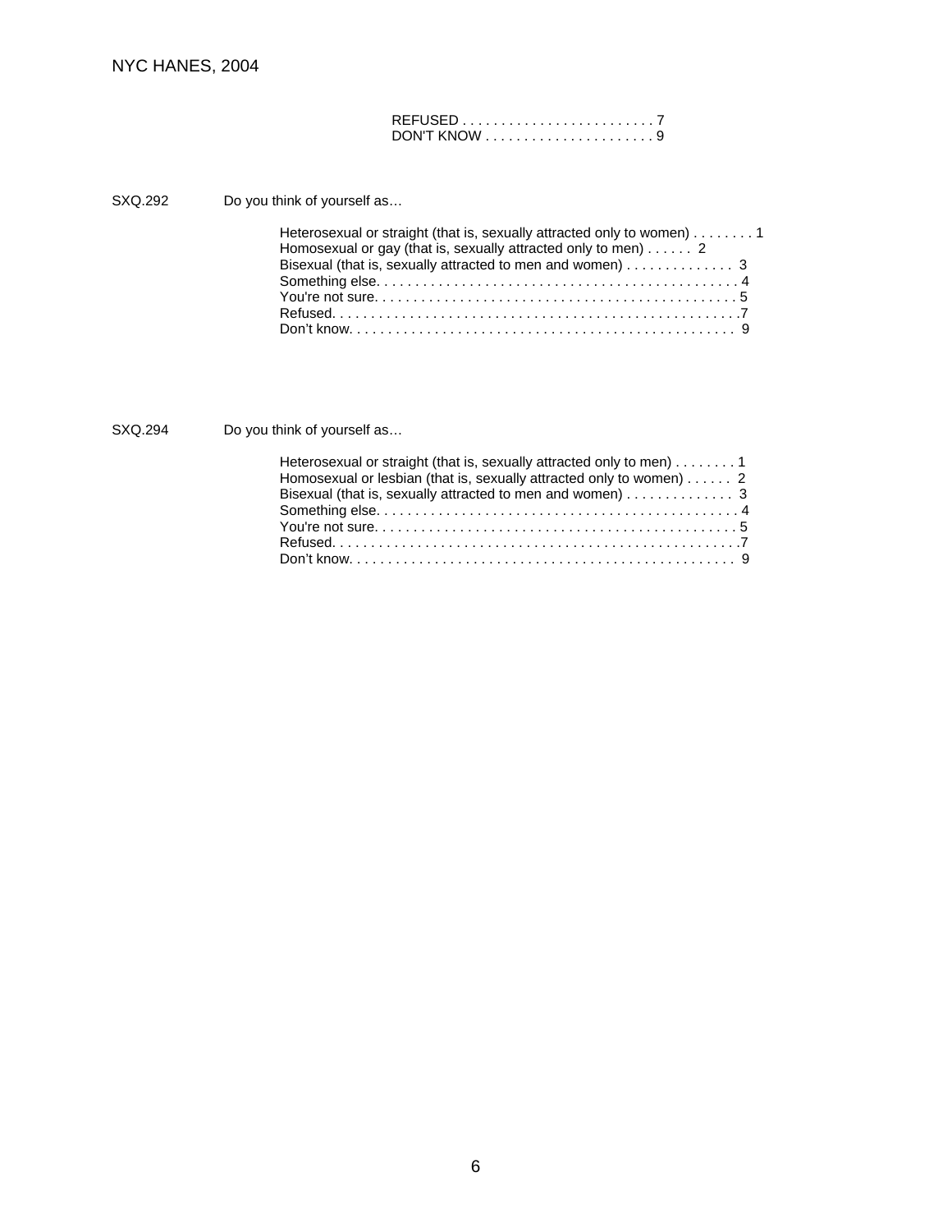REFUSED . . . . . . . . . . . . . . . . . . . . . . . . . 7
DON'T KNOW . . . . . . . . . . . . . . . . . . . . . . 9

SXQ.292 Do you think of yourself as…

Heterosexual or straight (that is, sexually attracted only to women) . . . . . . . . 1
Homosexual or gay (that is, sexually attracted only to men) . . . . . . 2
Bisexual (that is, sexually attracted to men and women) . . . . . . . . . . . . . 3
Something else. . . . . . . . . . . . . . . . . . . . . . . . . . . . . . . . . . . . . . . . . . . . . . 4
You're not sure. . . . . . . . . . . . . . . . . . . . . . . . . . . . . . . . . . . . . . . . . . . . . . 5
Refused. . . . . . . . . . . . . . . . . . . . . . . . . . . . . . . . . . . . . . . . . . . . . . . . . . . . .7
Don't know. . . . . . . . . . . . . . . . . . . . . . . . . . . . . . . . . . . . . . . . . . . . . . . . . . 9

SXQ.294 Do you think of yourself as…

Heterosexual or straight (that is, sexually attracted only to men) . . . . . . . . 1
Homosexual or lesbian (that is, sexually attracted only to women) . . . . . . 2
Bisexual (that is, sexually attracted to men and women) . . . . . . . . . . . . . 3
Something else. . . . . . . . . . . . . . . . . . . . . . . . . . . . . . . . . . . . . . . . . . . . . . 4
You're not sure. . . . . . . . . . . . . . . . . . . . . . . . . . . . . . . . . . . . . . . . . . . . . . 5
Refused. . . . . . . . . . . . . . . . . . . . . . . . . . . . . . . . . . . . . . . . . . . . . . . . . . . . .7
Don't know. . . . . . . . . . . . . . . . . . . . . . . . . . . . . . . . . . . . . . . . . . . . . . . . . . 9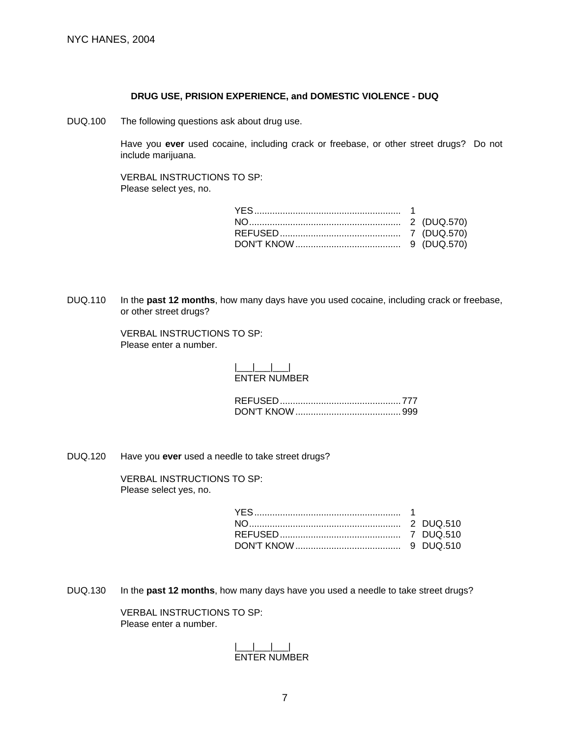**DRUG USE, PRISION EXPERIENCE, and DOMESTIC VIOLENCE - DUQ**

DUQ.100 The following questions ask about drug use.

Have you **ever** used cocaine, including crack or freebase, or other street drugs? Do not include marijuana.

VERBAL INSTRUCTIONS TO SP:
Please select yes, no.

| | | |
|---|---|---|
| YES | 1 | |
| NO | 2 | (DUQ.570) |
| REFUSED | 7 | (DUQ.570) |
| DON'T KNOW | 9 | (DUQ.570) |

DUQ.110 In the **past 12 months**, how many days have you used cocaine, including crack or freebase, or other street drugs?

VERBAL INSTRUCTIONS TO SP:
Please enter a number.

|___|___|___|
ENTER NUMBER

| | |
|---|---|
| REFUSED | 777 |
| DON'T KNOW | 999 |

DUQ.120 Have you **ever** used a needle to take street drugs?

VERBAL INSTRUCTIONS TO SP:
Please select yes, no.

| | | |
|---|---|---|
| YES | 1 | |
| NO | 2 | DUQ.510 |
| REFUSED | 7 | DUQ.510 |
| DON'T KNOW | 9 | DUQ.510 |

DUQ.130 In the **past 12 months**, how many days have you used a needle to take street drugs?

VERBAL INSTRUCTIONS TO SP:
Please enter a number.

|___|___|___|
ENTER NUMBER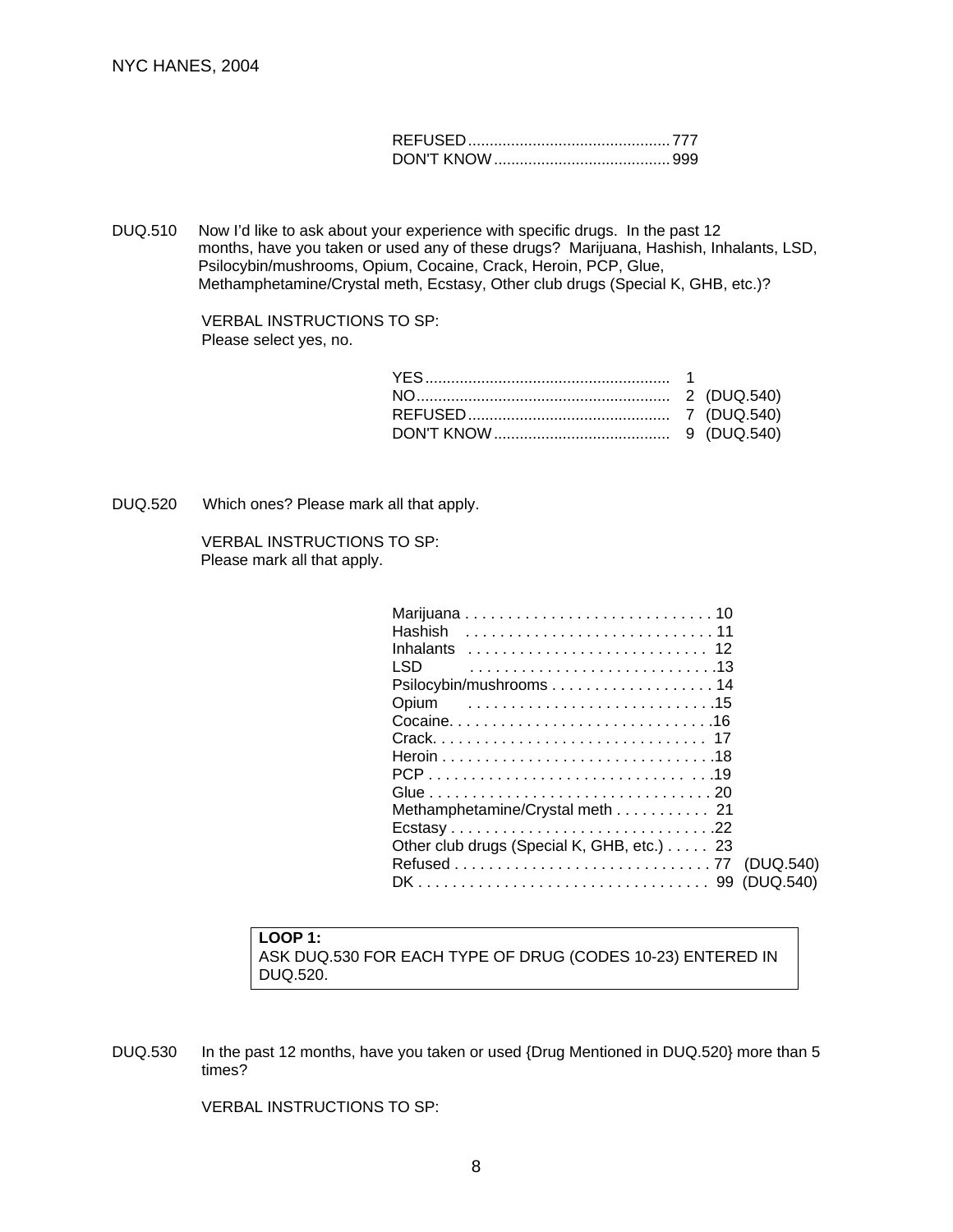| | |
|---|---|
| REFUSED | 777 |
| DON'T KNOW | 999 |

**DUQ.510** Now I'd like to ask about your experience with specific drugs. In the past 12 months, have you taken or used any of these drugs? Marijuana, Hashish, Inhalants, LSD, Psilocybin/mushrooms, Opium, Cocaine, Crack, Heroin, PCP, Glue, Methamphetamine/Crystal meth, Ecstasy, Other club drugs (Special K, GHB, etc.)?

VERBAL INSTRUCTIONS TO SP:
Please select yes, no.

| | | |
|---|---|---|
| YES | 1 | |
| NO | 2 | (DUQ.540) |
| REFUSED | 7 | (DUQ.540) |
| DON'T KNOW | 9 | (DUQ.540) |

**DUQ.520** Which ones? Please mark all that apply.

VERBAL INSTRUCTIONS TO SP:
Please mark all that apply.

| | | |
|---|---|---|
| Marijuana | 10 | |
| Hashish | 11 | |
| Inhalants | 12 | |
| LSD | 13 | |
| Psilocybin/mushrooms | 14 | |
| Opium | 15 | |
| Cocaine | 16 | |
| Crack | 17 | |
| Heroin | 18 | |
| PCP | 19 | |
| Glue | 20 | |
| Methamphetamine/Crystal meth | 21 | |
| Ecstasy | 22 | |
| Other club drugs (Special K, GHB, etc.) | 23 | |
| Refused | 77 | (DUQ.540) |
| DK | 99 | (DUQ.540) |

**LOOP 1:**
ASK DUQ.530 FOR EACH TYPE OF DRUG (CODES 10-23) ENTERED IN DUQ.520.

**DUQ.530** In the past 12 months, have you taken or used {Drug Mentioned in DUQ.520} more than 5 times?

VERBAL INSTRUCTIONS TO SP: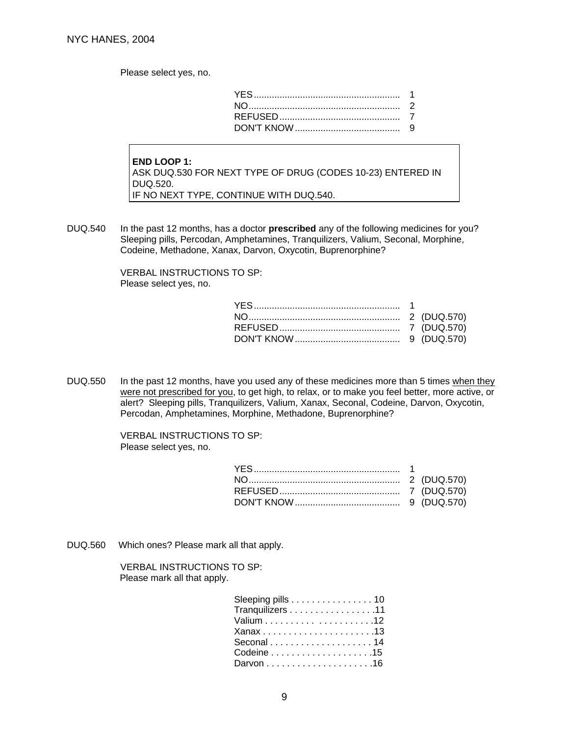Please select yes, no.

| | | |
|---|---|---|
| YES | 1 | |
| NO | 2 | |
| REFUSED | 7 | |
| DON'T KNOW | 9 | |

**END LOOP 1:**
ASK DUQ.530 FOR NEXT TYPE OF DRUG (CODES 10-23) ENTERED IN DUQ.520.
IF NO NEXT TYPE, CONTINUE WITH DUQ.540.

DUQ.540 In the past 12 months, has a doctor **prescribed** any of the following medicines for you? Sleeping pills, Percodan, Amphetamines, Tranquilizers, Valium, Seconal, Morphine, Codeine, Methadone, Xanax, Darvon, Oxycotin, Buprenorphine?

VERBAL INSTRUCTIONS TO SP:
Please select yes, no.

| | | |
|---|---|---|
| YES | 1 | |
| NO | 2 | (DUQ.570) |
| REFUSED | 7 | (DUQ.570) |
| DON'T KNOW | 9 | (DUQ.570) |

DUQ.550 In the past 12 months, have you used any of these medicines more than 5 times <u>when they were not prescribed for you</u>, to get high, to relax, or to make you feel better, more active, or alert? Sleeping pills, Tranquilizers, Valium, Xanax, Seconal, Codeine, Darvon, Oxycotin, Percodan, Amphetamines, Morphine, Methadone, Buprenorphine?

VERBAL INSTRUCTIONS TO SP:
Please select yes, no.

| | | |
|---|---|---|
| YES | 1 | |
| NO | 2 | (DUQ.570) |
| REFUSED | 7 | (DUQ.570) |
| DON'T KNOW | 9 | (DUQ.570) |

DUQ.560 Which ones? Please mark all that apply.

VERBAL INSTRUCTIONS TO SP:
Please mark all that apply.

| | |
|---|---|
| Sleeping pills | 10 |
| Tranquilizers | 11 |
| Valium | 12 |
| Xanax | 13 |
| Seconal | 14 |
| Codeine | 15 |
| Darvon | 16 |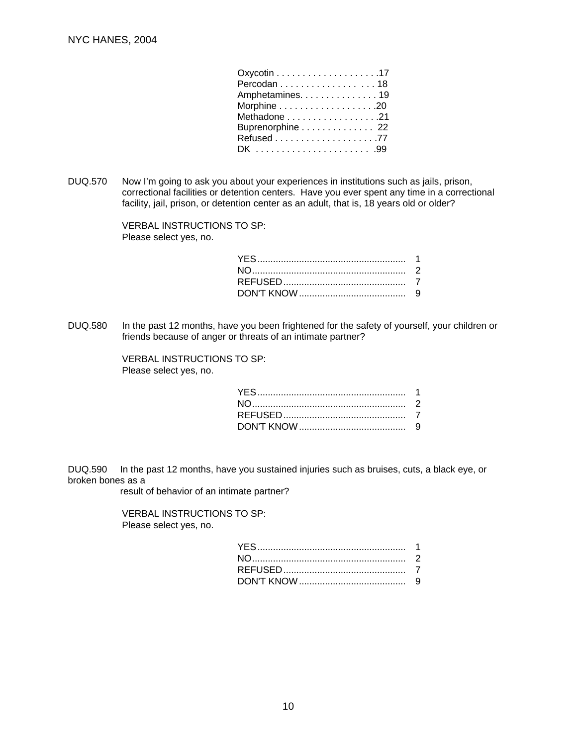Oxycotin . . . . . . . . . . . . . . . . . . . .17
Percodan . . . . . . . . . . . . . . . . . . . 18
Amphetamines. . . . . . . . . . . . . . . 19
Morphine . . . . . . . . . . . . . . . . . . .20
Methadone . . . . . . . . . . . . . . . . . .21
Buprenorphine . . . . . . . . . . . . . . 22
Refused . . . . . . . . . . . . . . . . . . . .77
DK . . . . . . . . . . . . . . . . . . . . . . .99

DUQ.570 Now I'm going to ask you about your experiences in institutions such as jails, prison, correctional facilities or detention centers. Have you ever spent any time in a correctional facility, jail, prison, or detention center as an adult, that is, 18 years old or older?

VERBAL INSTRUCTIONS TO SP:
Please select yes, no.

YES........................................................ 1
NO.......................................................... 2
REFUSED.............................................. 7
DON'T KNOW........................................ 9

DUQ.580 In the past 12 months, have you been frightened for the safety of yourself, your children or friends because of anger or threats of an intimate partner?

VERBAL INSTRUCTIONS TO SP:
Please select yes, no.

YES........................................................ 1
NO.......................................................... 2
REFUSED.............................................. 7
DON'T KNOW........................................ 9

DUQ.590 In the past 12 months, have you sustained injuries such as bruises, cuts, a black eye, or broken bones as a result of behavior of an intimate partner?

VERBAL INSTRUCTIONS TO SP:
Please select yes, no.

YES........................................................ 1
NO.......................................................... 2
REFUSED.............................................. 7
DON'T KNOW........................................ 9